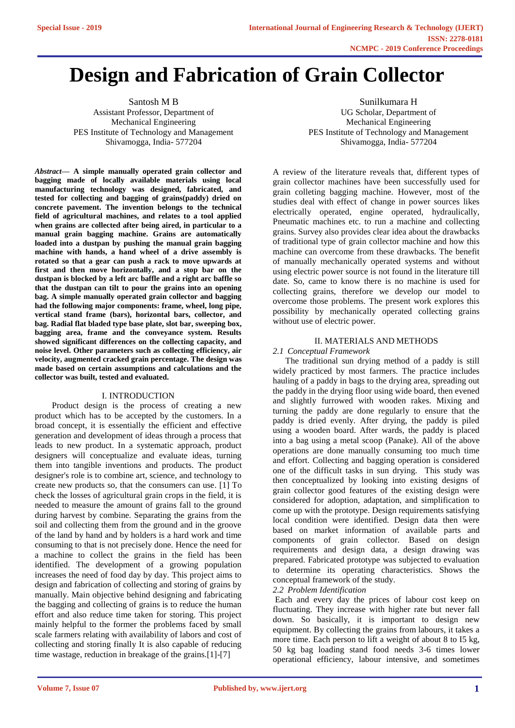# Design and Fabrication of Grain Collector

Santosh M B
Assistant Professor, Department of Mechanical Engineering
PES Institute of Technology and Management
Shivamogga, India- 577204

Sunilkumara H
UG Scholar, Department of Mechanical Engineering
PES Institute of Technology and Management
Shivamogga, India- 577204

***Abstract*— A simple manually operated grain collector and bagging made of locally available materials using local manufacturing technology was designed, fabricated, and tested for collecting and bagging of grains(paddy) dried on concrete pavement. The invention belongs to the technical field of agricultural machines, and relates to a tool applied when grains are collected after being aired, in particular to a manual grain bagging machine. Grains are automatically loaded into a dustpan by pushing the manual grain bagging machine with hands, a hand wheel of a drive assembly is rotated so that a gear can push a rack to move upwards at first and then move horizontally, and a stop bar on the dustpan is blocked by a left arc baffle and a right arc baffle so that the dustpan can tilt to pour the grains into an opening bag. A simple manually operated grain collector and bagging had the following major components: frame, wheel, long pipe, vertical stand frame (bars), horizontal bars, collector, and bag. Radial flat bladed type base plate, slot bar, sweeping box, bagging area, frame and the conveyance system. Results showed significant differences on the collecting capacity, and noise level. Other parameters such as collecting efficiency, air velocity, augmented cracked grain percentage. The design was made based on certain assumptions and calculations and the collector was built, tested and evaluated.**

## I. INTRODUCTION

Product design is the process of creating a new product which has to be accepted by the customers. In a broad concept, it is essentially the efficient and effective generation and development of ideas through a process that leads to new product. In a systematic approach, product designers will conceptualize and evaluate ideas, turning them into tangible inventions and products. The product designer's role is to combine art, science, and technology to create new products so, that the consumers can use. [1] To check the losses of agricultural grain crops in the field, it is needed to measure the amount of grains fall to the ground during harvest by combine. Separating the grains from the soil and collecting them from the ground and in the groove of the land by hand and by holders is a hard work and time consuming to that is not precisely done. Hence the need for a machine to collect the grains in the field has been identified. The development of a growing population increases the need of food day by day. This project aims to design and fabrication of collecting and storing of grains by manually. Main objective behind designing and fabricating the bagging and collecting of grains is to reduce the human effort and also reduce time taken for storing. This project mainly helpful to the former the problems faced by small scale farmers relating with availability of labors and cost of collecting and storing finally It is also capable of reducing time wastage, reduction in breakage of the grains.[1]-[7]

A review of the literature reveals that, different types of grain collector machines have been successfully used for grain colleting bagging machine. However, most of the studies deal with effect of change in power sources likes electrically operated, engine operated, hydraulically, Pneumatic machines etc. to run a machine and collecting grains. Survey also provides clear idea about the drawbacks of traditional type of grain collector machine and how this machine can overcome from these drawbacks. The benefit of manually mechanically operated systems and without using electric power source is not found in the literature till date. So, came to know there is no machine is used for collecting grains, therefore we develop our model to overcome those problems. The present work explores this possibility by mechanically operated collecting grains without use of electric power.

## II. MATERIALS AND METHODS

### *2.1 Conceptual Framework*

The traditional sun drying method of a paddy is still widely practiced by most farmers. The practice includes hauling of a paddy in bags to the drying area, spreading out the paddy in the drying floor using wide board, then evened and slightly furrowed with wooden rakes. Mixing and turning the paddy are done regularly to ensure that the paddy is dried evenly. After drying, the paddy is piled using a wooden board. After wards, the paddy is placed into a bag using a metal scoop (Panake). All of the above operations are done manually consuming too much time and effort. Collecting and bagging operation is considered one of the difficult tasks in sun drying. This study was then conceptualized by looking into existing designs of grain collector good features of the existing design were considered for adoption, adaptation, and simplification to come up with the prototype. Design requirements satisfying local condition were identified. Design data then were based on market information of available parts and components of grain collector. Based on design requirements and design data, a design drawing was prepared. Fabricated prototype was subjected to evaluation to determine its operating characteristics. Shows the conceptual framework of the study.

### *2.2 Problem Identification*

Each and every day the prices of labour cost keep on fluctuating. They increase with higher rate but never fall down. So basically, it is important to design new equipment. By collecting the grains from labours, it takes a more time. Each person to lift a weight of about 8 to I5 kg, 50 kg bag loading stand food needs 3-6 times lower operational efficiency, labour intensive, and sometimes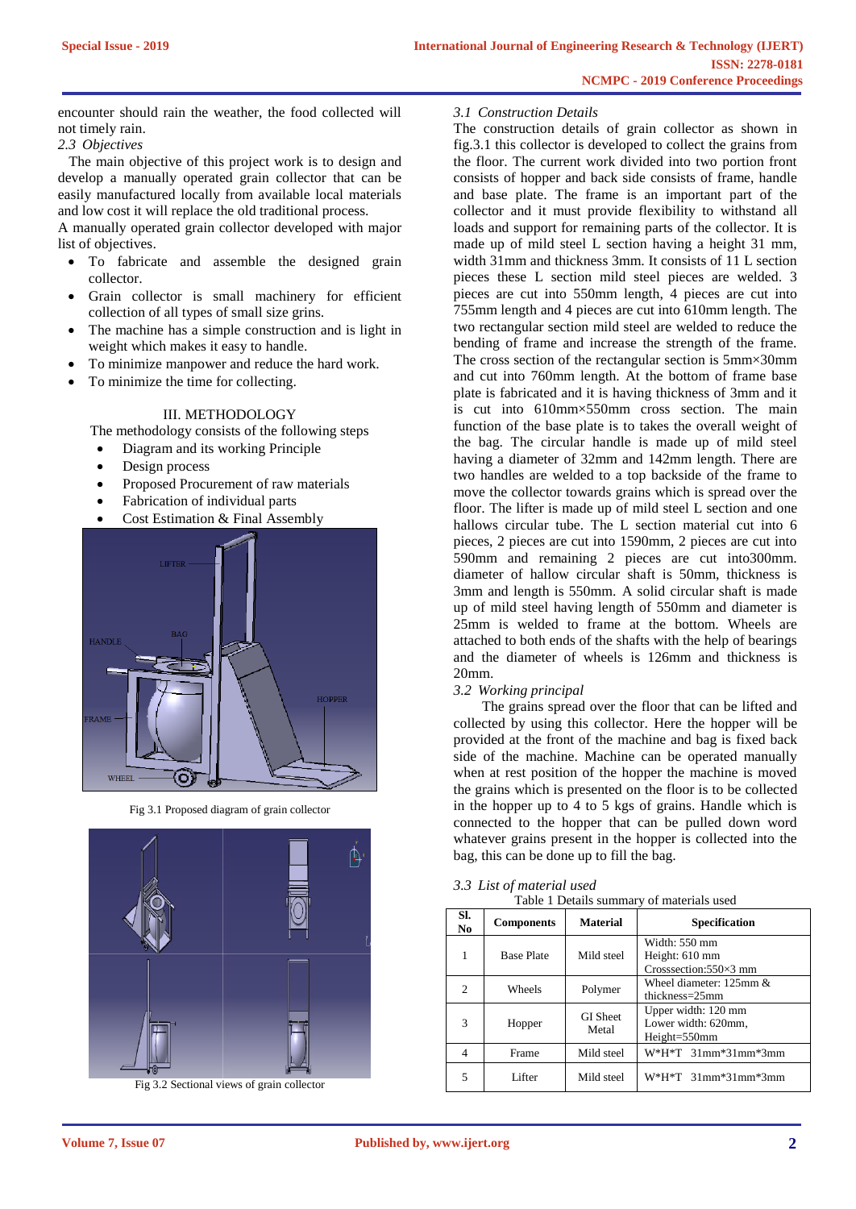encounter should rain the weather, the food collected will not timely rain.

### 2.3 Objectives

The main objective of this project work is to design and develop a manually operated grain collector that can be easily manufactured locally from available local materials and low cost it will replace the old traditional process.

A manually operated grain collector developed with major list of objectives.

- To fabricate and assemble the designed grain collector.
- Grain collector is small machinery for efficient collection of all types of small size grins.
- The machine has a simple construction and is light in weight which makes it easy to handle.
- To minimize manpower and reduce the hard work.
- To minimize the time for collecting.

## III. METHODOLOGY

The methodology consists of the following steps

- Diagram and its working Principle
- Design process
- Proposed Procurement of raw materials
- Fabrication of individual parts
- Cost Estimation & Final Assembly

LIFTER
HANDLE
BAG
FRAME
HOPPER
WHEEL

Fig 3.1 Proposed diagram of grain collector

Fig 3.2 Sectional views of grain collector

### 3.1 Construction Details

The construction details of grain collector as shown in fig.3.1 this collector is developed to collect the grains from the floor. The current work divided into two portion front consists of hopper and back side consists of frame, handle and base plate. The frame is an important part of the collector and it must provide flexibility to withstand all loads and support for remaining parts of the collector. It is made up of mild steel L section having a height 31 mm, width 31mm and thickness 3mm. It consists of 11 L section pieces these L section mild steel pieces are welded. 3 pieces are cut into 550mm length, 4 pieces are cut into 755mm length and 4 pieces are cut into 610mm length. The two rectangular section mild steel are welded to reduce the bending of frame and increase the strength of the frame. The cross section of the rectangular section is 5mm×30mm and cut into 760mm length. At the bottom of frame base plate is fabricated and it is having thickness of 3mm and it is cut into 610mm×550mm cross section. The main function of the base plate is to takes the overall weight of the bag. The circular handle is made up of mild steel having a diameter of 32mm and 142mm length. There are two handles are welded to a top backside of the frame to move the collector towards grains which is spread over the floor. The lifter is made up of mild steel L section and one hallows circular tube. The L section material cut into 6 pieces, 2 pieces are cut into 1590mm, 2 pieces are cut into 590mm and remaining 2 pieces are cut into300mm. diameter of hallow circular shaft is 50mm, thickness is 3mm and length is 550mm. A solid circular shaft is made up of mild steel having length of 550mm and diameter is 25mm is welded to frame at the bottom. Wheels are attached to both ends of the shafts with the help of bearings and the diameter of wheels is 126mm and thickness is 20mm.

### 3.2 Working principal

The grains spread over the floor that can be lifted and collected by using this collector. Here the hopper will be provided at the front of the machine and bag is fixed back side of the machine. Machine can be operated manually when at rest position of the hopper the machine is moved the grains which is presented on the floor is to be collected in the hopper up to 4 to 5 kgs of grains. Handle which is connected to the hopper that can be pulled down word whatever grains present in the hopper is collected into the bag, this can be done up to fill the bag.

### 3.3 List of material used

Table 1 Details summary of materials used

| Sl. No | Components | Material | Specification |
|---|---|---|---|
| 1 | Base Plate | Mild steel | Width: 550 mm<br>Height: 610 mm<br>Crosssection:550×3 mm |
| 2 | Wheels | Polymer | Wheel diameter: 125mm & thickness=25mm |
| 3 | Hopper | GI Sheet Metal | Upper width: 120 mm<br>Lower width: 620mm,<br>Height=550mm |
| 4 | Frame | Mild steel | W*H*T 31mm*31mm*3mm |
| 5 | Lifter | Mild steel | W*H*T 31mm*31mm*3mm |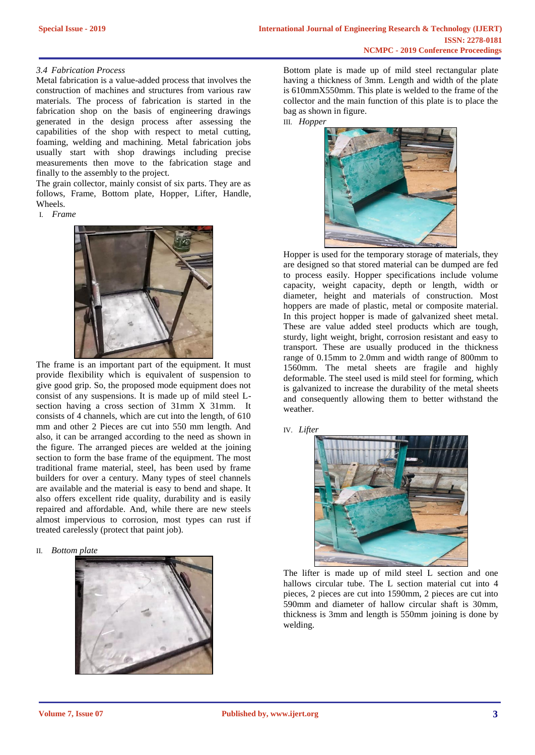### 3.4 Fabrication Process

Metal fabrication is a value-added process that involves the construction of machines and structures from various raw materials. The process of fabrication is started in the fabrication shop on the basis of engineering drawings generated in the design process after assessing the capabilities of the shop with respect to metal cutting, foaming, welding and machining. Metal fabrication jobs usually start with shop drawings including precise measurements then move to the fabrication stage and finally to the assembly to the project.

The grain collector, mainly consist of six parts. They are as follows, Frame, Bottom plate, Hopper, Lifter, Handle, Wheels.

I. *Frame*

The frame is an important part of the equipment. It must provide flexibility which is equivalent of suspension to give good grip. So, the proposed mode equipment does not consist of any suspensions. It is made up of mild steel L-section having a cross section of 31mm X 31mm. It consists of 4 channels, which are cut into the length, of 610 mm and other 2 Pieces are cut into 550 mm length. And also, it can be arranged according to the need as shown in the figure. The arranged pieces are welded at the joining section to form the base frame of the equipment. The most traditional frame material, steel, has been used by frame builders for over a century. Many types of steel channels are available and the material is easy to bend and shape. It also offers excellent ride quality, durability and is easily repaired and affordable. And, while there are new steels almost impervious to corrosion, most types can rust if treated carelessly (protect that paint job).

II. *Bottom plate*

Bottom plate is made up of mild steel rectangular plate having a thickness of 3mm. Length and width of the plate is 610mmX550mm. This plate is welded to the frame of the collector and the main function of this plate is to place the bag as shown in figure.

III. *Hopper*

Hopper is used for the temporary storage of materials, they are designed so that stored material can be dumped are fed to process easily. Hopper specifications include volume capacity, weight capacity, depth or length, width or diameter, height and materials of construction. Most hoppers are made of plastic, metal or composite material. In this project hopper is made of galvanized sheet metal. These are value added steel products which are tough, sturdy, light weight, bright, corrosion resistant and easy to transport. These are usually produced in the thickness range of 0.15mm to 2.0mm and width range of 800mm to 1560mm. The metal sheets are fragile and highly deformable. The steel used is mild steel for forming, which is galvanized to increase the durability of the metal sheets and consequently allowing them to better withstand the weather.

IV. *Lifter*

The lifter is made up of mild steel L section and one hallows circular tube. The L section material cut into 4 pieces, 2 pieces are cut into 1590mm, 2 pieces are cut into 590mm and diameter of hallow circular shaft is 30mm, thickness is 3mm and length is 550mm joining is done by welding.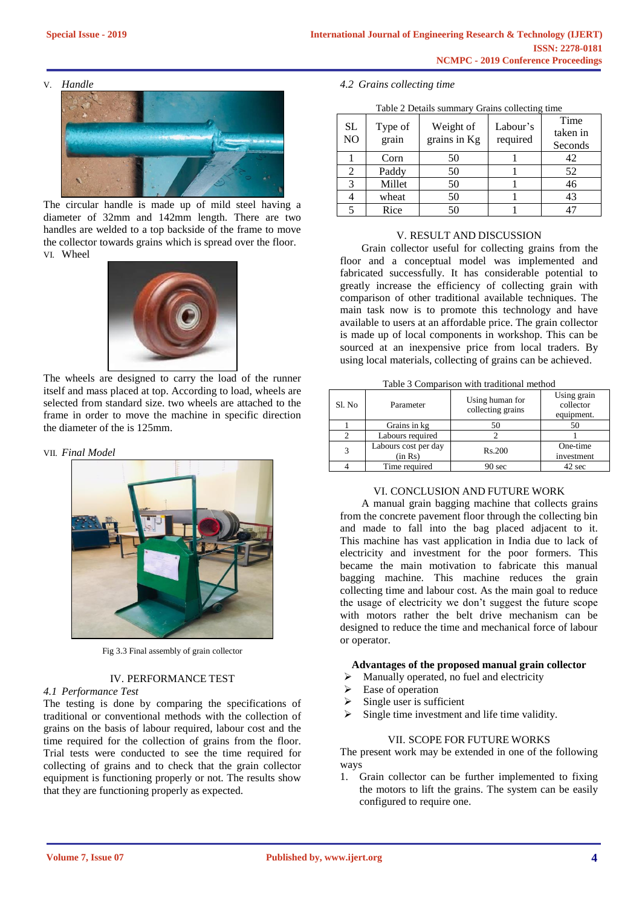V. *Handle*

The circular handle is made up of mild steel having a diameter of 32mm and 142mm length. There are two handles are welded to a top backside of the frame to move the collector towards grains which is spread over the floor.

VI. Wheel

The wheels are designed to carry the load of the runner itself and mass placed at top. According to load, wheels are selected from standard size. two wheels are attached to the frame in order to move the machine in specific direction the diameter of the is 125mm.

VII. *Final Model*

Fig 3.3 Final assembly of grain collector

## IV. PERFORMANCE TEST

### *4.1 Performance Test*

The testing is done by comparing the specifications of traditional or conventional methods with the collection of grains on the basis of labour required, labour cost and the time required for the collection of grains from the floor. Trial tests were conducted to see the time required for collecting of grains and to check that the grain collector equipment is functioning properly or not. The results show that they are functioning properly as expected.

### *4.2 Grains collecting time*

Table 2 Details summary Grains collecting time

| SL NO | Type of grain | Weight of grains in Kg | Labour's required | Time taken in Seconds |
|---|---|---|---|---|
| 1 | Corn | 50 | 1 | 42 |
| 2 | Paddy | 50 | 1 | 52 |
| 3 | Millet | 50 | 1 | 46 |
| 4 | wheat | 50 | 1 | 43 |
| 5 | Rice | 50 | 1 | 47 |

## V. RESULT AND DISCUSSION

Grain collector useful for collecting grains from the floor and a conceptual model was implemented and fabricated successfully. It has considerable potential to greatly increase the efficiency of collecting grain with comparison of other traditional available techniques. The main task now is to promote this technology and have available to users at an affordable price. The grain collector is made up of local components in workshop. This can be sourced at an inexpensive price from local traders. By using local materials, collecting of grains can be achieved.

Table 3 Comparison with traditional method

| Sl. No | Parameter | Using human for collecting grains | Using grain collector equipment. |
|---|---|---|---|
| 1 | Grains in kg | 50 | 50 |
| 2 | Labours required | 2 | 1 |
| 3 | Labours cost per day (in Rs) | Rs.200 | One-time investment |
| 4 | Time required | 90 sec | 42 sec |

## VI. CONCLUSION AND FUTURE WORK

A manual grain bagging machine that collects grains from the concrete pavement floor through the collecting bin and made to fall into the bag placed adjacent to it. This machine has vast application in India due to lack of electricity and investment for the poor formers. This became the main motivation to fabricate this manual bagging machine. This machine reduces the grain collecting time and labour cost. As the main goal to reduce the usage of electricity we don't suggest the future scope with motors rather the belt drive mechanism can be designed to reduce the time and mechanical force of labour or operator.

**Advantages of the proposed manual grain collector**

- Manually operated, no fuel and electricity
- Ease of operation
- Single user is sufficient
- Single time investment and life time validity.

## VII. SCOPE FOR FUTURE WORKS

The present work may be extended in one of the following ways

1. Grain collector can be further implemented to fixing the motors to lift the grains. The system can be easily configured to require one.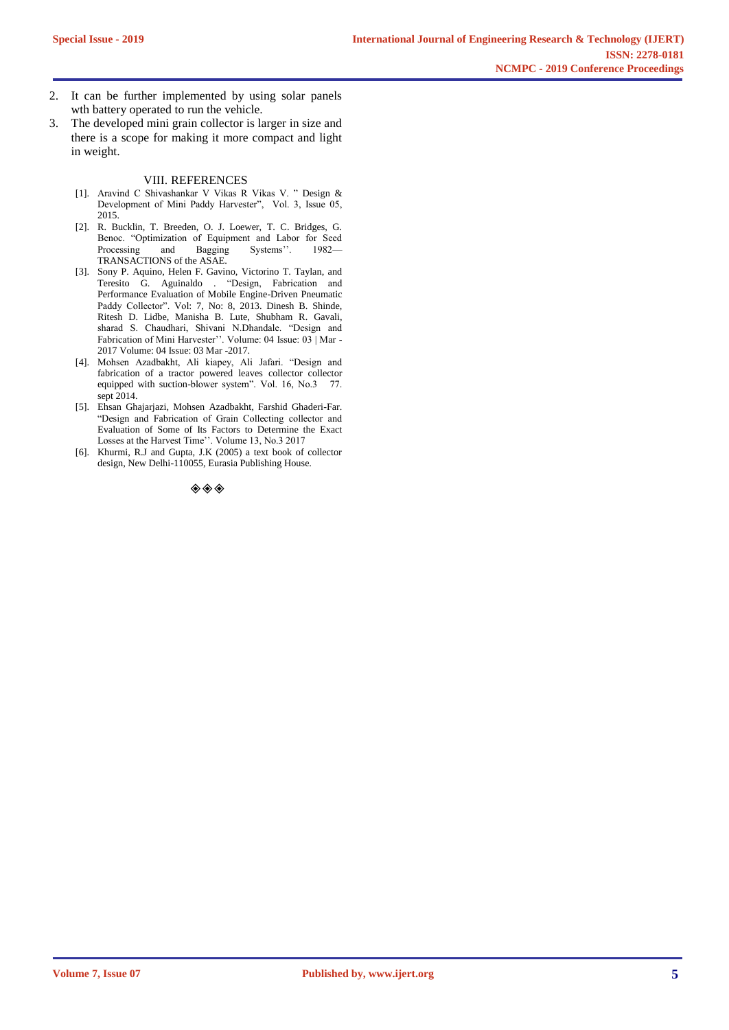2. It can be further implemented by using solar panels wth battery operated to run the vehicle.
3. The developed mini grain collector is larger in size and there is a scope for making it more compact and light in weight.

## VIII. REFERENCES

[1]. Aravind C Shivashankar V Vikas R Vikas V. " Design & Development of Mini Paddy Harvester", Vol. 3, Issue 05, 2015.

[2]. R. Bucklin, T. Breeden, O. J. Loewer, T. C. Bridges, G. Benoc. "Optimization of Equipment and Labor for Seed Processing and Bagging Systems''. 1982— TRANSACTIONS of the ASAE.

[3]. Sony P. Aquino, Helen F. Gavino, Victorino T. Taylan, and Teresito G. Aguinaldo . "Design, Fabrication and Performance Evaluation of Mobile Engine-Driven Pneumatic Paddy Collector". Vol: 7, No: 8, 2013. Dinesh B. Shinde, Ritesh D. Lidbe, Manisha B. Lute, Shubham R. Gavali, sharad S. Chaudhari, Shivani N.Dhandale. "Design and Fabrication of Mini Harvester''. Volume: 04 Issue: 03 | Mar - 2017 Volume: 04 Issue: 03 Mar -2017.

[4]. Mohsen Azadbakht, Ali kiapey, Ali Jafari. "Design and fabrication of a tractor powered leaves collector collector equipped with suction-blower system". Vol. 16, No.3 77. sept 2014.

[5]. Ehsan Ghajarjazi, Mohsen Azadbakht, Farshid Ghaderi-Far. "Design and Fabrication of Grain Collecting collector and Evaluation of Some of Its Factors to Determine the Exact Losses at the Harvest Time''. Volume 13, No.3 2017

[6]. Khurmi, R.J and Gupta, J.K (2005) a text book of collector design, New Delhi-110055, Eurasia Publishing House.

◈◈◈